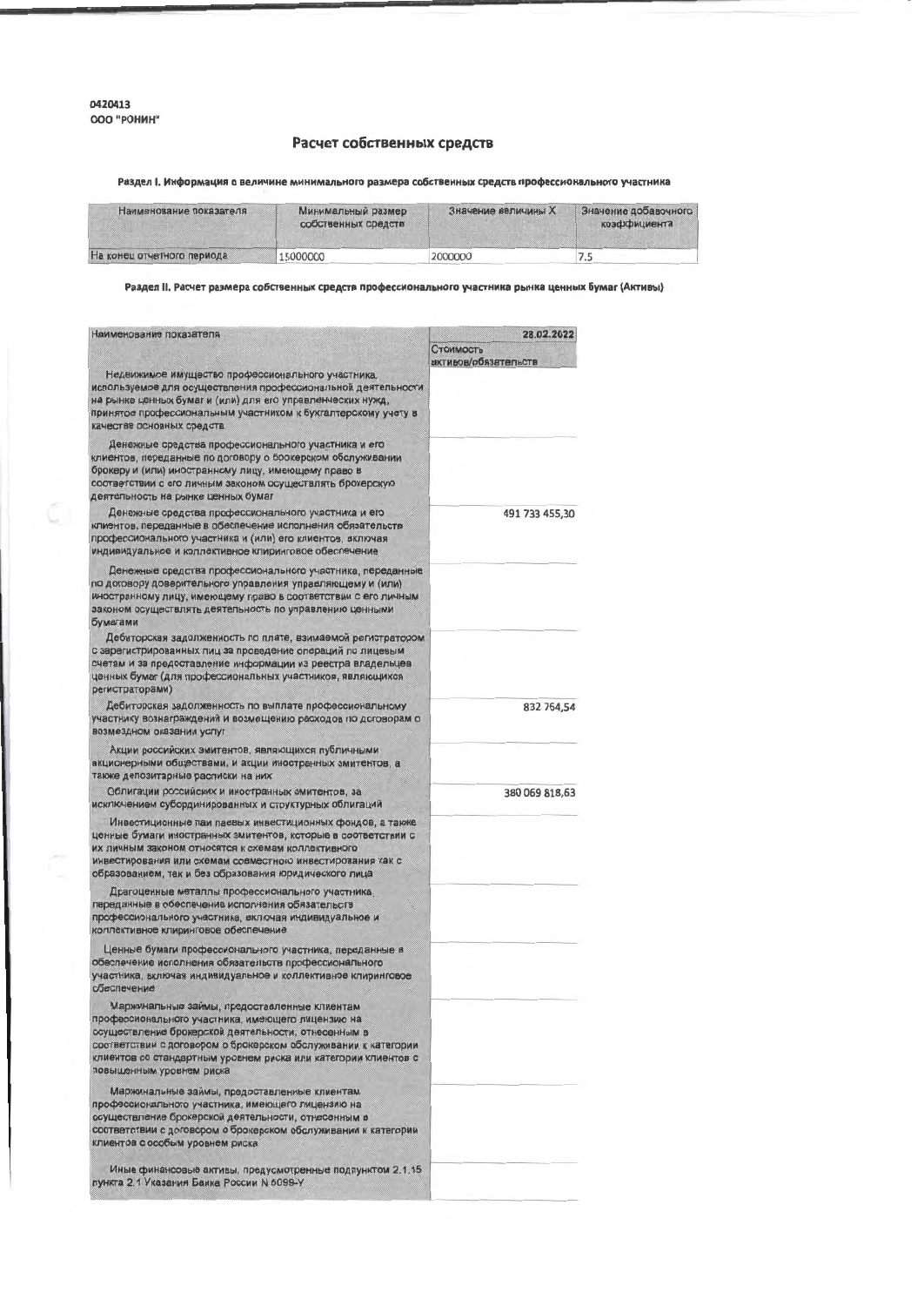0420413
ООО "РОНИН"

# Расчет собственных средств

**Раздел I. Информация о величине минимального размера собственных средств профессионального участника**

| Наименование показателя | Минимальный размер собственных средств | Значение величины X | Значение добавочного коэффициента |
|---|---|---|---|
| На конец отчетного периода | 15000000 | 2000000 | 7.5 |

**Раздел II. Расчет размера собственных средств профессионального участника рынка ценных бумаг (Активы)**

| Наименование показателя | 28.02.2022 |
|---|---|
| | Стоимость активов/обязательств |
| Недвижимое имущество профессионального участника, используемое для осуществления профессиональной деятельности на рынке ценных бумаг и (или) для его управленческих нужд, принятое профессиональным участником к бухгалтерскому учету в качестве основных средств | |
| Денежные средства профессионального участника и его клиентов, переданные по договору о брокерском обслуживании брокеру и (или) иностранному лицу, имеющему право в соответствии с его личным законом осуществлять брокерскую деятельность на рынке ценных бумаг | |
| Денежные средства профессионального участника и его клиентов, переданные в обеспечение исполнения обязательств профессионального участника и (или) его клиентов, включая индивидуальное и коллективное клиринговое обеспечение | 491 733 455,30 |
| Денежные средства профессионального участника, переданные по договору доверительного управления управляющему и (или) иностранному лицу, имеющему право в соответствии с его личным законом осуществлять деятельность по управлению ценными бумагами | |
| Дебиторская задолженность по плате, взимаемой регистратором с зарегистрированных лиц за проведение операций по лицевым счетам и за предоставление информации из реестра владельцев ценных бумаг (для профессиональных участников, являющихся регистраторами) | |
| Дебиторская задолженность по выплате профессиональному участнику вознаграждений и возмещению расходов по договорам о возмездном оказании услуг | 832 764,54 |
| Акции российских эмитентов, являющихся публичными акционерными обществами, и акции иностранных эмитентов, а также депозитарные расписки на них | |
| Облигации российских и иностранных эмитентов, за исключением субординированных и структурных облигаций | 380 069 818,63 |
| Инвестиционные паи паевых инвестиционных фондов, а также ценные бумаги иностранных эмитентов, которые в соответствии с их личным законом относятся к схемам коллективного инвестирования или схемам совместного инвестирования как с образованием, так и без образования юридического лица | |
| Драгоценные металлы профессионального участника, переданные в обеспечение исполнения обязательств профессионального участника, включая индивидуальное и коллективное клиринговое обеспечение | |
| Ценные бумаги профессионального участника, переданные в обеспечение исполнения обязательств профессионального участника, включая индивидуальное и коллективное клиринговое обеспечение | |
| Маржинальные займы, предоставленные клиентам профессионального участника, имеющего лицензию на осуществление брокерской деятельности, отнесенным в соответствии с договором о брокерском обслуживании к категории клиентов со стандартным уровнем риска или категории клиентов с повышенным уровнем риска | |
| Маржинальные займы, предоставленные клиентам профессионального участника, имеющего лицензию на осуществление брокерской деятельности, отнесенным в соответствии с договором о брокерском обслуживании к категории клиентов с особым уровнем риска | |
| Иные финансовые активы, предусмотренные подпунктом 2.1.15 пункта 2.1 Указания Банка России N 5099-У | |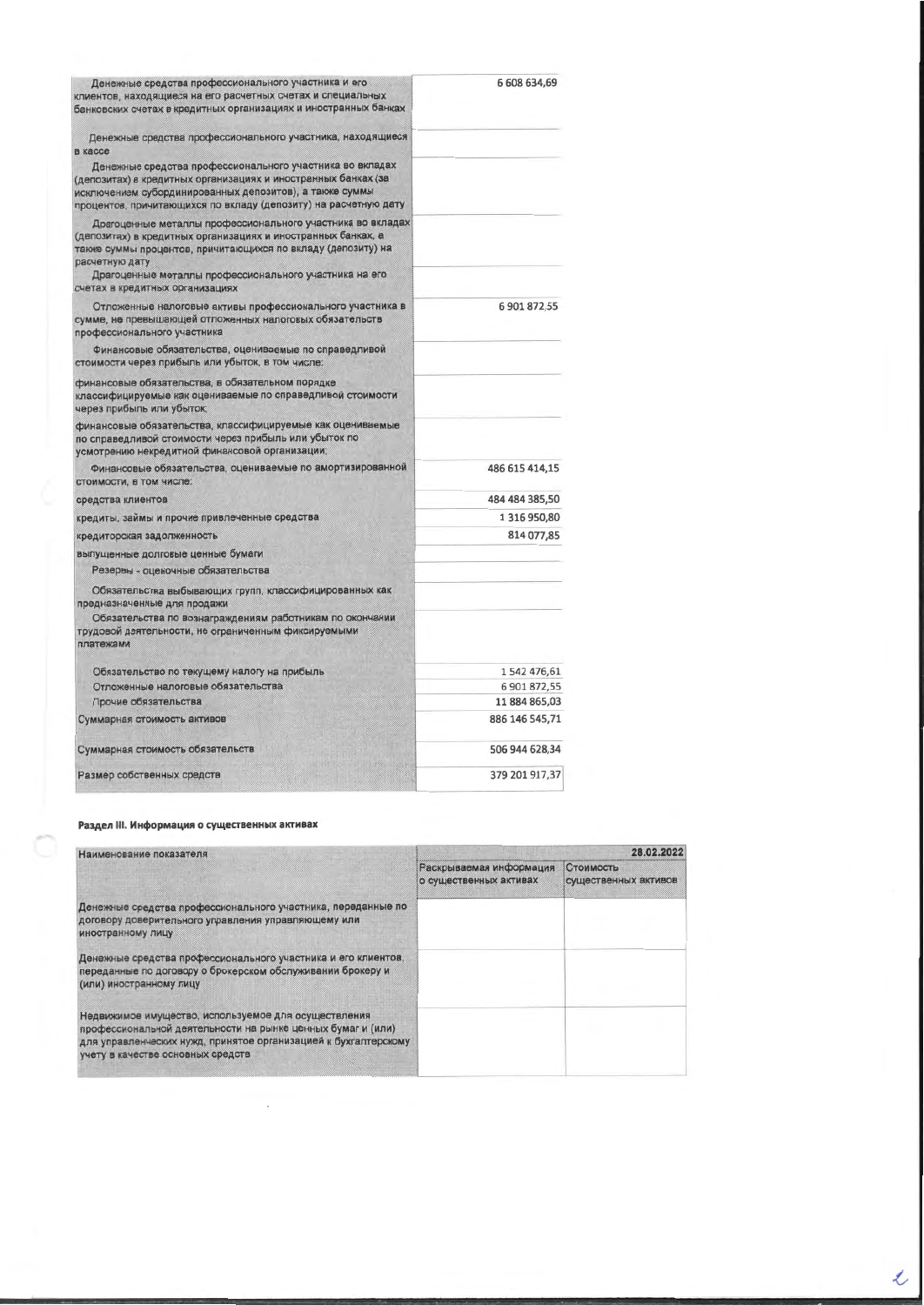| | |
|---|---|
| Денежные средства профессионального участника и его клиентов, находящиеся на его расчетных счетах и специальных банковских счетах в кредитных организациях и иностранных банках | 6 608 634,69 |
| Денежные средства профессионального участника, находящиеся в кассе | |
| Денежные средства профессионального участника во вкладах (депозитах) в кредитных организациях и иностранных банках (за исключением субординированных депозитов), а также суммы процентов, причитающихся по вкладу (депозиту) на расчетную дату | |
| Драгоценные металлы профессионального участника во вкладах (депозитах) в кредитных организациях и иностранных банках, а также суммы процентов, причитающихся по вкладу (депозиту) на расчетную дату | |
| Драгоценные металлы профессионального участника на его счетах в кредитных организациях | |
| Отложенные налоговые активы профессионального участника в сумме, не превышающей отложенных налоговых обязательств профессионального участника | 6 901 872,55 |
| Финансовые обязательства, оцениваемые по справедливой стоимости через прибыль или убыток, в том числе: | |
| финансовые обязательства, в обязательном порядке классифицируемые как оцениваемые по справедливой стоимости через прибыль или убыток; | |
| финансовые обязательства, классифицируемые как оцениваемые по справедливой стоимости через прибыль или убыток по усмотрению некредитной финансовой организации; | |
| Финансовые обязательства, оцениваемые по амортизированной стоимости, в том числе: | 486 615 414,15 |
| средства клиентов | 484 484 385,50 |
| кредиты, займы и прочие привлеченные средства | 1 316 950,80 |
| кредиторская задолженность | 814 077,85 |
| выпущенные долговые ценные бумаги | |
| Резервы - оценочные обязательства | |
| Обязательства выбывающих групп, классифицированных как предназначенные для продажи | |
| Обязательства по вознаграждениям работникам по окончании трудовой деятельности, не ограниченным фиксируемыми платежами | |
| Обязательство по текущему налогу на прибыль | 1 542 476,61 |
| Отложенные налоговые обязательства | 6 901 872,55 |
| Прочие обязательства | 11 884 865,03 |
| Суммарная стоимость активов | 886 146 545,71 |
| Суммарная стоимость обязательств | 506 944 628,34 |
| Размер собственных средств | 379 201 917,37 |

**Раздел III. Информация о существенных активах**

| Наименование показателя | 28.02.2022 | |
|---|---|---|
| | Раскрываемая информация о существенных активах | Стоимость существенных активов |
| Денежные средства профессионального участника, переданные по договору доверительного управления управляющему или иностранному лицу | | |
| Денежные средства профессионального участника и его клиентов, переданные по договору о брокерском обслуживании брокеру и (или) иностранному лицу | | |
| Недвижимое имущество, используемое для осуществления профессиональной деятельности на рынке ценных бумаг и (или) для управленческих нужд, принятое организацией к бухгалтерскому учету в качестве основных средств | | |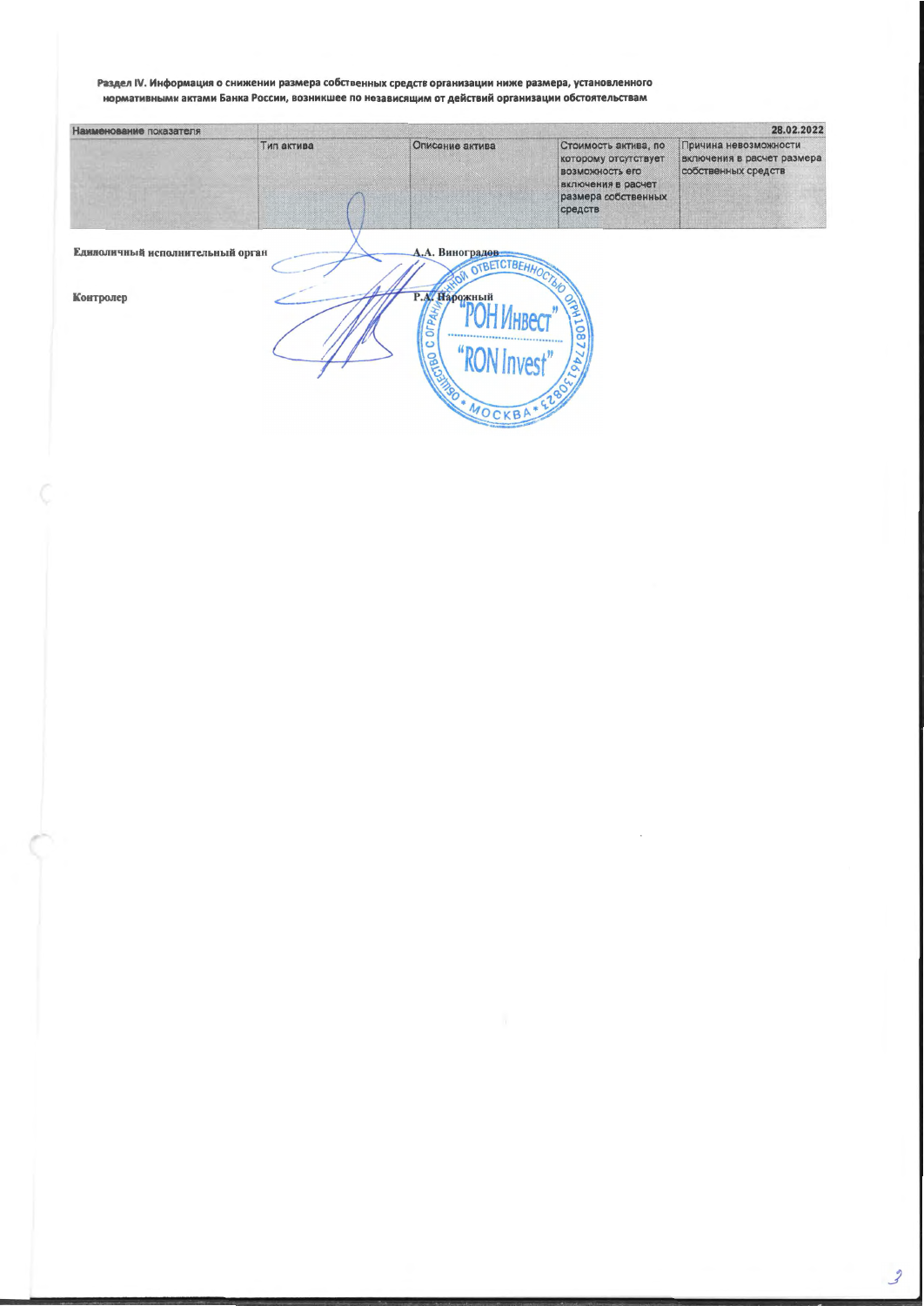**Раздел IV. Информация о снижении размера собственных средств организации ниже размера, установленного нормативными актами Банка России, возникшее по независящим от действий организации обстоятельствам**

| Наименование показателя | 28.02.2022 | | | |
|---|---|---|---|---|
| | Тип актива | Описание актива | Стоимость актива, по которому отсутствует возможность его включения в расчет размера собственных средств | Причина невозможности включения в расчет размера собственных средств |

Единоличный исполнительный орган — А.А. Виноградов

Контролер — Р.А. Нарожный

Общество с ограниченной ответственностью "РОН Инвест" "RON Invest" ОГРН 1087746130823 Москва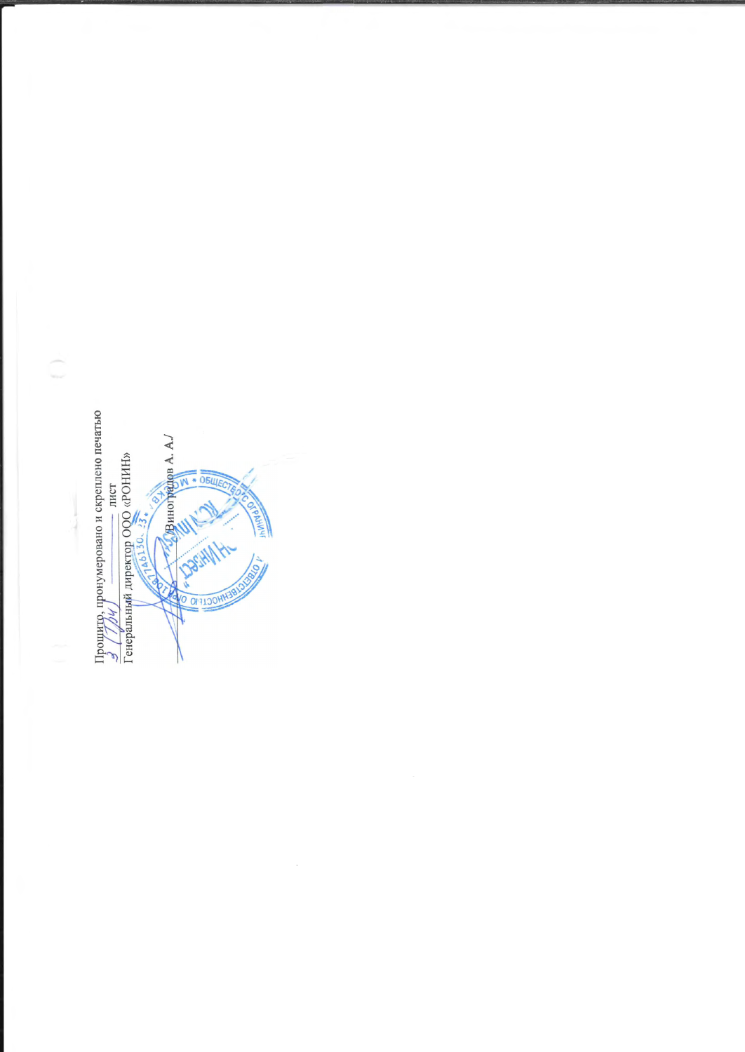Прошито, пронумеровано и скреплено печатью

3 (Три) ____________ лист

Генеральный директор ООО «РОНИН»

____________ /Виноградов А. А./